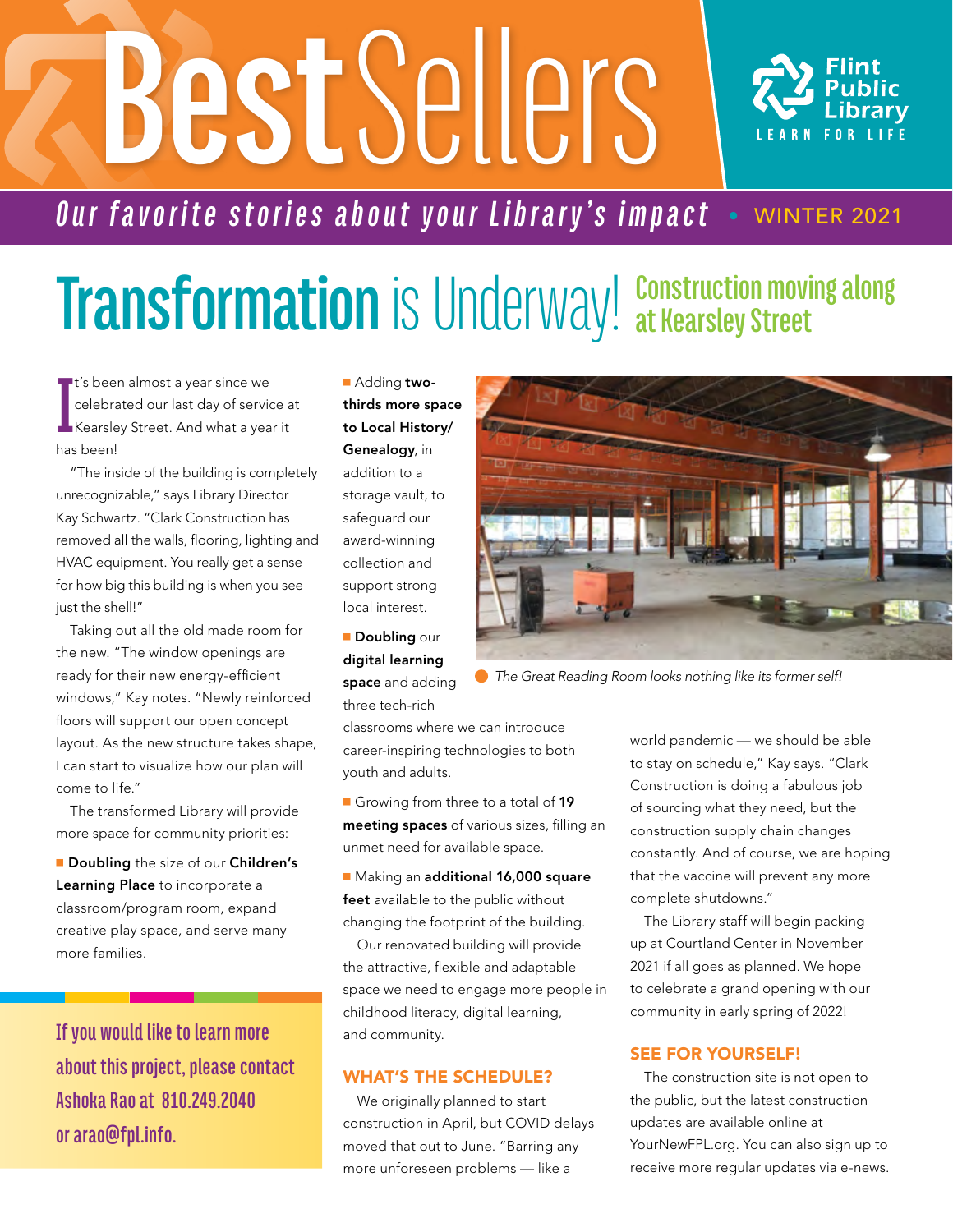# Best Sellers

Flint Public Library
LEARN FOR LIFE

*Our favorite stories about your Library's impact* • WINTER 2021

## Transformation is Underway! Construction moving along at Kearsley Street

It's been almost a year since we celebrated our last day of service at Kearsley Street. And what a year it has been!

"The inside of the building is completely unrecognizable," says Library Director Kay Schwartz. "Clark Construction has removed all the walls, flooring, lighting and HVAC equipment. You really get a sense for how big this building is when you see just the shell!"

Taking out all the old made room for the new. "The window openings are ready for their new energy-efficient windows," Kay notes. "Newly reinforced floors will support our open concept layout. As the new structure takes shape, I can start to visualize how our plan will come to life."

The transformed Library will provide more space for community priorities:

- **Doubling** the size of our **Children's Learning Place** to incorporate a classroom/program room, expand creative play space, and serve many more families.
- Adding **two-thirds more space to Local History/ Genealogy**, in addition to a storage vault, to safeguard our award-winning collection and support strong local interest.
- **Doubling** our **digital learning space** and adding three tech-rich classrooms where we can introduce career-inspiring technologies to both youth and adults.
- Growing from three to a total of **19 meeting spaces** of various sizes, filling an unmet need for available space.
- Making an **additional 16,000 square feet** available to the public without changing the footprint of the building.

Our renovated building will provide the attractive, flexible and adaptable space we need to engage more people in childhood literacy, digital learning, and community.

*The Great Reading Room looks nothing like its former self!*

### WHAT'S THE SCHEDULE?

We originally planned to start construction in April, but COVID delays moved that out to June. "Barring any more unforeseen problems — like a world pandemic — we should be able to stay on schedule," Kay says. "Clark Construction is doing a fabulous job of sourcing what they need, but the construction supply chain changes constantly. And of course, we are hoping that the vaccine will prevent any more complete shutdowns."

The Library staff will begin packing up at Courtland Center in November 2021 if all goes as planned. We hope to celebrate a grand opening with our community in early spring of 2022!

### SEE FOR YOURSELF!

The construction site is not open to the public, but the latest construction updates are available online at YourNewFPL.org. You can also sign up to receive more regular updates via e-news.

If you would like to learn more about this project, please contact Ashoka Rao at 810.249.2040 or arao@fpl.info.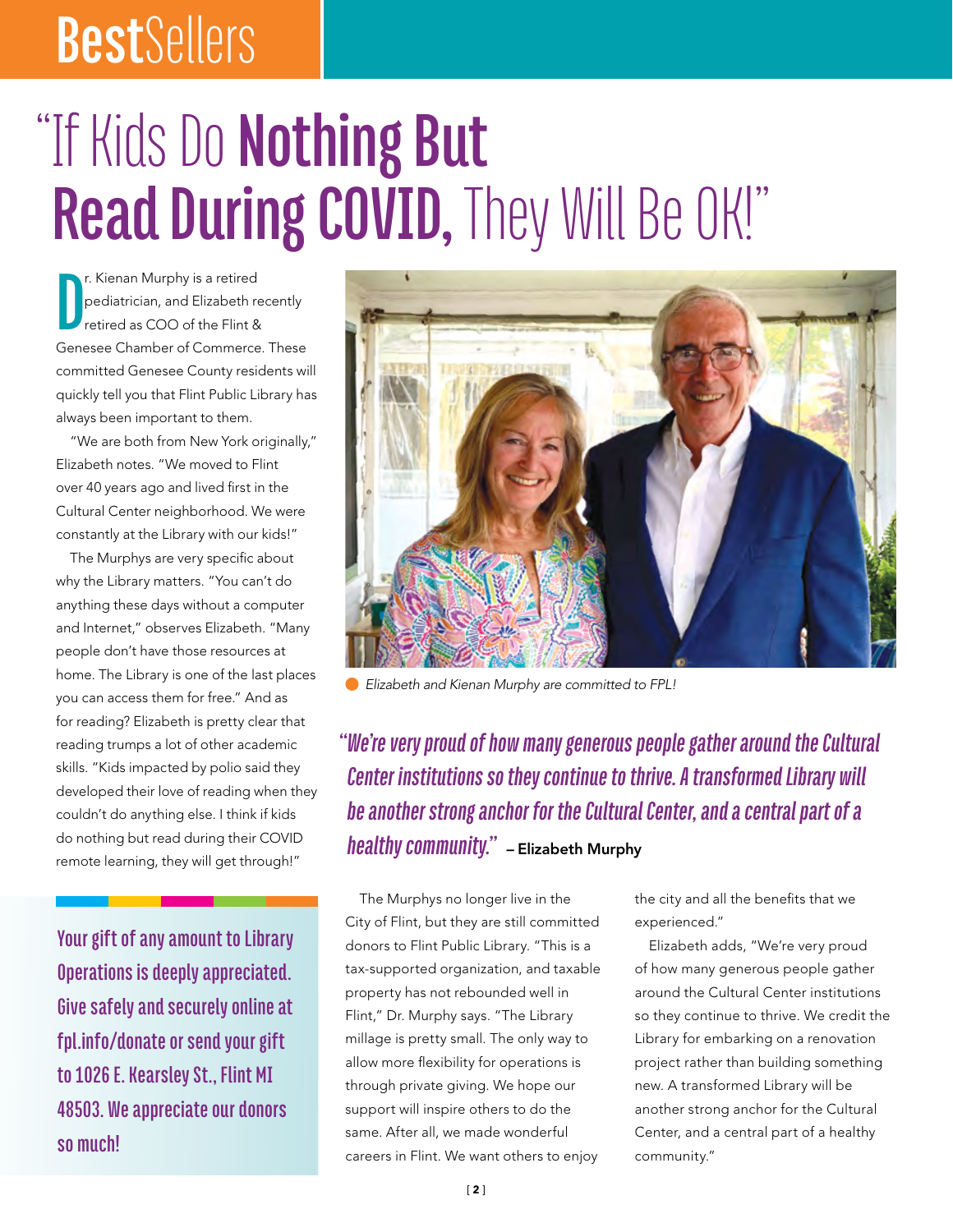BestSellers

# "If Kids Do **Nothing But Read During COVID,** They Will Be OK!"

Dr. Kienan Murphy is a retired pediatrician, and Elizabeth recently retired as COO of the Flint & Genesee Chamber of Commerce. These committed Genesee County residents will quickly tell you that Flint Public Library has always been important to them.

"We are both from New York originally," Elizabeth notes. "We moved to Flint over 40 years ago and lived first in the Cultural Center neighborhood. We were constantly at the Library with our kids!"

The Murphys are very specific about why the Library matters. "You can't do anything these days without a computer and Internet," observes Elizabeth. "Many people don't have those resources at home. The Library is one of the last places you can access them for free." And as for reading? Elizabeth is pretty clear that reading trumps a lot of other academic skills. "Kids impacted by polio said they developed their love of reading when they couldn't do anything else. I think if kids do nothing but read during their COVID remote learning, they will get through!"

*Elizabeth and Kienan Murphy are committed to FPL!*

> ***"We're very proud of how many generous people gather around the Cultural Center institutions so they continue to thrive. A transformed Library will be another strong anchor for the Cultural Center, and a central part of a healthy community."*** **– Elizabeth Murphy**

The Murphys no longer live in the City of Flint, but they are still committed donors to Flint Public Library. "This is a tax-supported organization, and taxable property has not rebounded well in Flint," Dr. Murphy says. "The Library millage is pretty small. The only way to allow more flexibility for operations is through private giving. We hope our support will inspire others to do the same. After all, we made wonderful careers in Flint. We want others to enjoy the city and all the benefits that we experienced."

Elizabeth adds, "We're very proud of how many generous people gather around the Cultural Center institutions so they continue to thrive. We credit the Library for embarking on a renovation project rather than building something new. A transformed Library will be another strong anchor for the Cultural Center, and a central part of a healthy community."

**Your gift of any amount to Library Operations is deeply appreciated. Give safely and securely online at fpl.info/donate or send your gift to 1026 E. Kearsley St., Flint MI 48503. We appreciate our donors so much!**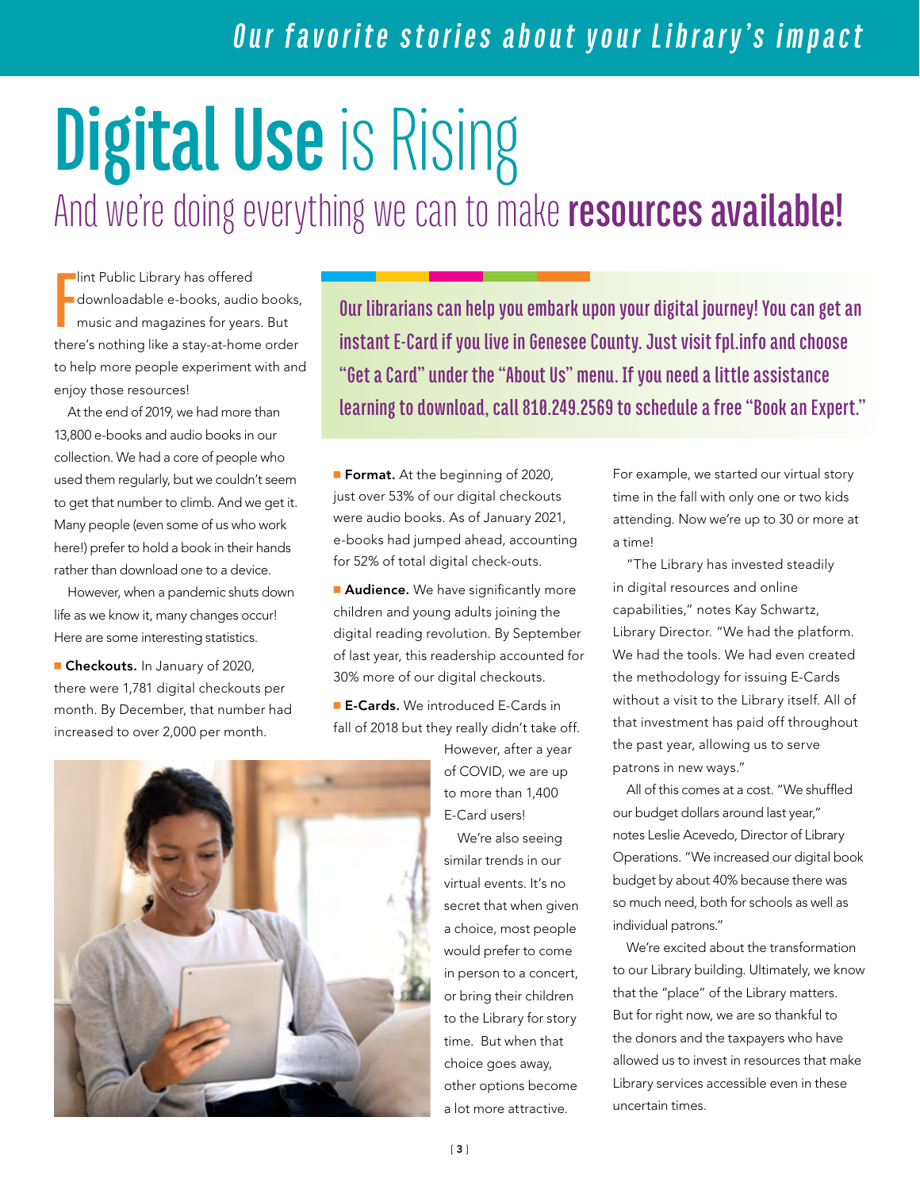# Digital Use is Rising

## And we're doing everything we can to make **resources available!**

Flint Public Library has offered downloadable e-books, audio books, music and magazines for years. But there's nothing like a stay-at-home order to help more people experiment with and enjoy those resources!

At the end of 2019, we had more than 13,800 e-books and audio books in our collection. We had a core of people who used them regularly, but we couldn't seem to get that number to climb. And we get it. Many people (even some of us who work here!) prefer to hold a book in their hands rather than download one to a device.

However, when a pandemic shuts down life as we know it, many changes occur! Here are some interesting statistics.

**Our librarians can help you embark upon your digital journey! You can get an instant E-Card if you live in Genesee County. Just visit fpl.info and choose "Get a Card" under the "About Us" menu. If you need a little assistance learning to download, call 810.249.2569 to schedule a free "Book an Expert."**

- **Checkouts.** In January of 2020, there were 1,781 digital checkouts per month. By December, that number had increased to over 2,000 per month.
- **Format.** At the beginning of 2020, just over 53% of our digital checkouts were audio books. As of January 2021, e-books had jumped ahead, accounting for 52% of total digital check-outs.
- **Audience.** We have significantly more children and young adults joining the digital reading revolution. By September of last year, this readership accounted for 30% more of our digital checkouts.
- **E-Cards.** We introduced E-Cards in fall of 2018 but they really didn't take off. However, after a year of COVID, we are up to more than 1,400 E-Card users!

We're also seeing similar trends in our virtual events. It's no secret that when given a choice, most people would prefer to come in person to a concert, or bring their children to the Library for story time. But when that choice goes away, other options become a lot more attractive.

For example, we started our virtual story time in the fall with only one or two kids attending. Now we're up to 30 or more at a time!

"The Library has invested steadily in digital resources and online capabilities," notes Kay Schwartz, Library Director. "We had the platform. We had the tools. We had even created the methodology for issuing E-Cards without a visit to the Library itself. All of that investment has paid off throughout the past year, allowing us to serve patrons in new ways."

All of this comes at a cost. "We shuffled our budget dollars around last year," notes Leslie Acevedo, Director of Library Operations. "We increased our digital book budget by about 40% because there was so much need, both for schools as well as individual patrons."

We're excited about the transformation to our Library building. Ultimately, we know that the "place" of the Library matters. But for right now, we are so thankful to the donors and the taxpayers who have allowed us to invest in resources that make Library services accessible even in these uncertain times.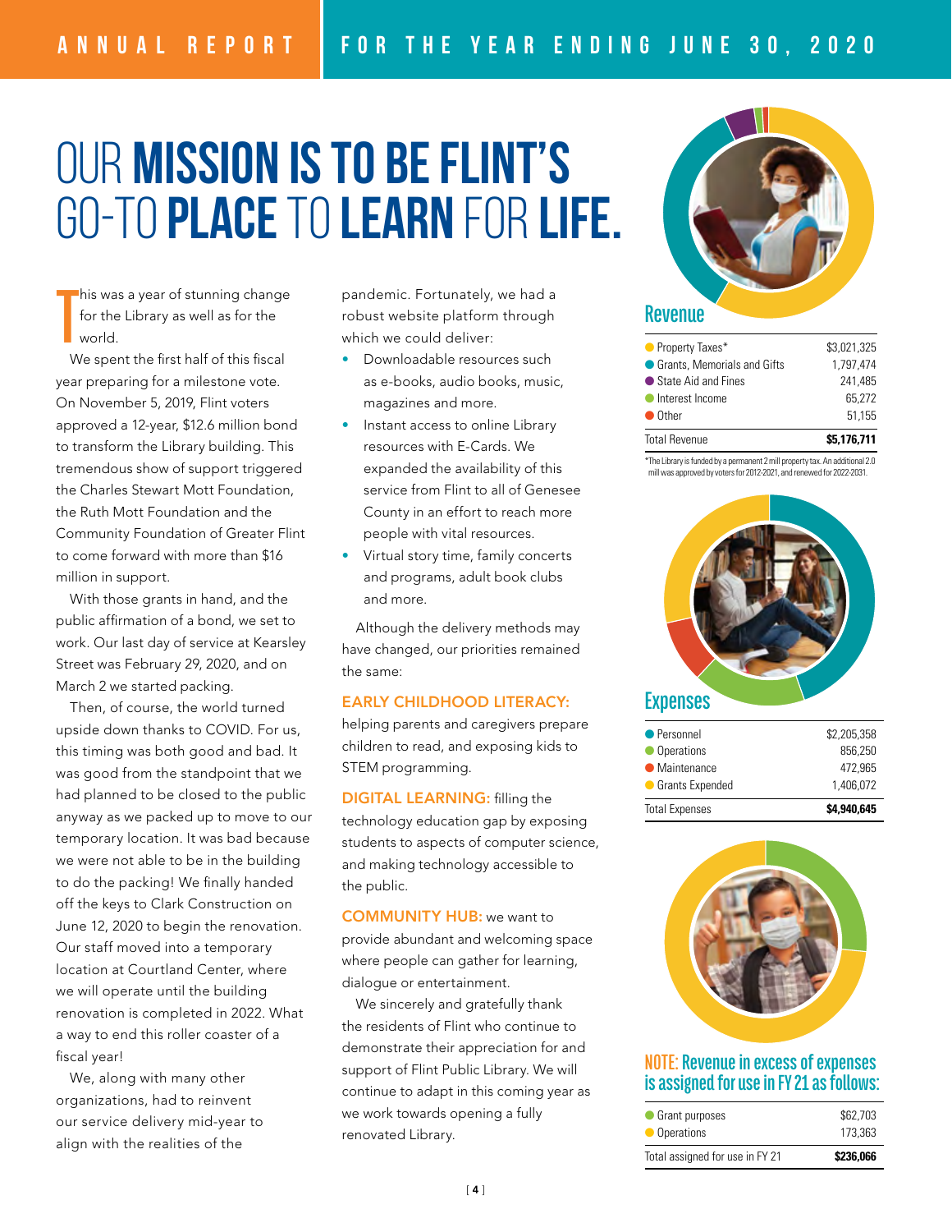# OUR **MISSION IS TO BE FLINT'S** GO-TO **PLACE** TO **LEARN** FOR **LIFE.**

This was a year of stunning change for the Library as well as for the world.

We spent the first half of this fiscal year preparing for a milestone vote. On November 5, 2019, Flint voters approved a 12-year, $12.6 million bond to transform the Library building. This tremendous show of support triggered the Charles Stewart Mott Foundation, the Ruth Mott Foundation and the Community Foundation of Greater Flint to come forward with more than $16 million in support.

With those grants in hand, and the public affirmation of a bond, we set to work. Our last day of service at Kearsley Street was February 29, 2020, and on March 2 we started packing.

Then, of course, the world turned upside down thanks to COVID. For us, this timing was both good and bad. It was good from the standpoint that we had planned to be closed to the public anyway as we packed up to move to our temporary location. It was bad because we were not able to be in the building to do the packing! We finally handed off the keys to Clark Construction on June 12, 2020 to begin the renovation. Our staff moved into a temporary location at Courtland Center, where we will operate until the building renovation is completed in 2022. What a way to end this roller coaster of a fiscal year!

We, along with many other organizations, had to reinvent our service delivery mid-year to align with the realities of the pandemic. Fortunately, we had a robust website platform through which we could deliver:

- Downloadable resources such as e-books, audio books, music, magazines and more.
- Instant access to online Library resources with E-Cards. We expanded the availability of this service from Flint to all of Genesee County in an effort to reach more people with vital resources.
- Virtual story time, family concerts and programs, adult book clubs and more.

Although the delivery methods may have changed, our priorities remained the same:

**EARLY CHILDHOOD LITERACY:** helping parents and caregivers prepare children to read, and exposing kids to STEM programming.

**DIGITAL LEARNING:** filling the technology education gap by exposing students to aspects of computer science, and making technology accessible to the public.

**COMMUNITY HUB:** we want to provide abundant and welcoming space where people can gather for learning, dialogue or entertainment.

We sincerely and gratefully thank the residents of Flint who continue to demonstrate their appreciation for and support of Flint Public Library. We will continue to adapt in this coming year as we work towards opening a fully renovated Library.

## Revenue

| | |
|---|---|
| Property Taxes* | $3,021,325 |
| Grants, Memorials and Gifts | 1,797,474 |
| State Aid and Fines | 241,485 |
| Interest Income | 65,272 |
| Other | 51,155 |
| Total Revenue | **$5,176,711** |

*The Library is funded by a permanent 2 mill property tax. An additional 2.0 mill was approved by voters for 2012-2021, and renewed for 2022-2031.

## Expenses

| | |
|---|---|
| Personnel | $2,205,358 |
| Operations | 856,250 |
| Maintenance | 472,965 |
| Grants Expended | 1,406,072 |
| Total Expenses | **$4,940,645** |

## NOTE: Revenue in excess of expenses is assigned for use in FY 21 as follows:

| | |
|---|---|
| Grant purposes | $62,703 |
| Operations | 173,363 |
| Total assigned for use in FY 21 | **$236,066** |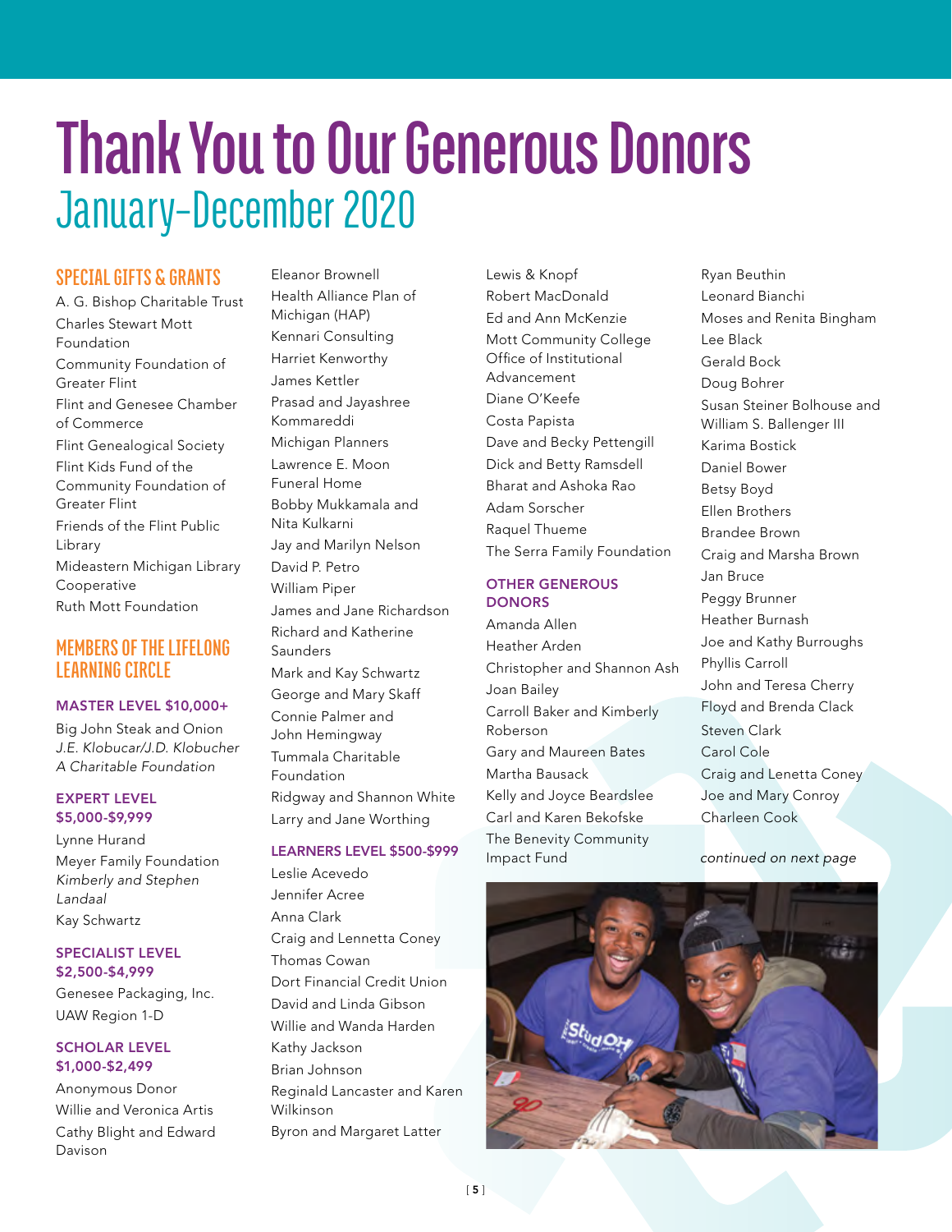# Thank You to Our Generous Donors

## January–December 2020

### SPECIAL GIFTS & GRANTS

A. G. Bishop Charitable Trust
Charles Stewart Mott Foundation
Community Foundation of Greater Flint
Flint and Genesee Chamber of Commerce
Flint Genealogical Society
Flint Kids Fund of the Community Foundation of Greater Flint
Friends of the Flint Public Library
Mideastern Michigan Library Cooperative
Ruth Mott Foundation

### MEMBERS OF THE LIFELONG LEARNING CIRCLE

#### MASTER LEVEL $10,000+

Big John Steak and Onion
*J.E. Klobucar/J.D. Klobucher A Charitable Foundation*

#### EXPERT LEVEL $5,000-$9,999

Lynne Hurand
Meyer Family Foundation
*Kimberly and Stephen Landaal*
Kay Schwartz

#### SPECIALIST LEVEL $2,500-$4,999

Genesee Packaging, Inc.
UAW Region 1-D

#### SCHOLAR LEVEL $1,000-$2,499

Anonymous Donor
Willie and Veronica Artis
Cathy Blight and Edward Davison
Eleanor Brownell
Health Alliance Plan of Michigan (HAP)
Kennari Consulting
Harriet Kenworthy
James Kettler
Prasad and Jayashree Kommareddi
Michigan Planners
Lawrence E. Moon Funeral Home
Bobby Mukkamala and Nita Kulkarni
Jay and Marilyn Nelson
David P. Petro
William Piper
James and Jane Richardson
Richard and Katherine Saunders
Mark and Kay Schwartz
George and Mary Skaff
Connie Palmer and John Hemingway
Tummala Charitable Foundation
Ridgway and Shannon White
Larry and Jane Worthing

#### LEARNERS LEVEL $500-$999

Leslie Acevedo
Jennifer Acree
Anna Clark
Craig and Lennetta Coney
Thomas Cowan
Dort Financial Credit Union
David and Linda Gibson
Willie and Wanda Harden
Kathy Jackson
Brian Johnson
Reginald Lancaster and Karen Wilkinson
Byron and Margaret Latter
Lewis & Knopf
Robert MacDonald
Ed and Ann McKenzie
Mott Community College Office of Institutional Advancement
Diane O'Keefe
Costa Papista
Dave and Becky Pettengill
Dick and Betty Ramsdell
Bharat and Ashoka Rao
Adam Sorscher
Raquel Thueme
The Serra Family Foundation

### OTHER GENEROUS DONORS

Amanda Allen
Heather Arden
Christopher and Shannon Ash
Joan Bailey
Carroll Baker and Kimberly Roberson
Gary and Maureen Bates
Martha Bausack
Kelly and Joyce Beardslee
Carl and Karen Bekofske
The Benevity Community Impact Fund
Ryan Beuthin
Leonard Bianchi
Moses and Renita Bingham
Lee Black
Gerald Bock
Doug Bohrer
Susan Steiner Bolhouse and William S. Ballenger III
Karima Bostick
Daniel Bower
Betsy Boyd
Ellen Brothers
Brandee Brown
Craig and Marsha Brown
Jan Bruce
Peggy Brunner
Heather Burnash
Joe and Kathy Burroughs
Phyllis Carroll
John and Teresa Cherry
Floyd and Brenda Clack
Steven Clark
Carol Cole
Craig and Lenetta Coney
Joe and Mary Conroy
Charleen Cook

*continued on next page*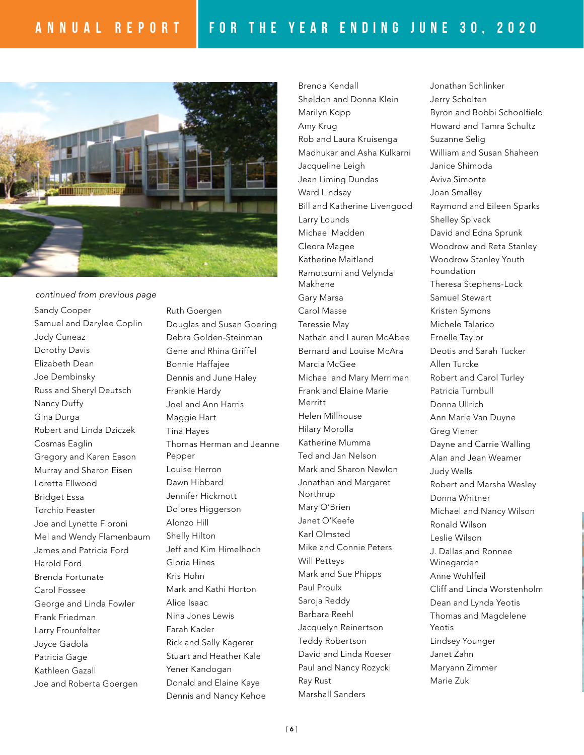*continued from previous page*

Sandy Cooper
Samuel and Darylee Coplin
Jody Cuneaz
Dorothy Davis
Elizabeth Dean
Joe Dembinsky
Russ and Sheryl Deutsch
Nancy Duffy
Gina Durga
Robert and Linda Dziczek
Cosmas Eaglin
Gregory and Karen Eason
Murray and Sharon Eisen
Loretta Ellwood
Bridget Essa
Torchio Feaster
Joe and Lynette Fioroni
Mel and Wendy Flamenbaum
James and Patricia Ford
Harold Ford
Brenda Fortunate
Carol Fossee
George and Linda Fowler
Frank Friedman
Larry Frounfelter
Joyce Gadola
Patricia Gage
Kathleen Gazall
Joe and Roberta Goergen
Ruth Goergen
Douglas and Susan Goering
Debra Golden-Steinman
Gene and Rhina Griffel
Bonnie Haffajee
Dennis and June Haley
Frankie Hardy
Joel and Ann Harris
Maggie Hart
Tina Hayes
Thomas Herman and Jeanne Pepper
Louise Herron
Dawn Hibbard
Jennifer Hickmott
Dolores Higgerson
Alonzo Hill
Shelly Hilton
Jeff and Kim Himelhoch
Gloria Hines
Kris Hohn
Mark and Kathi Horton
Alice Isaac
Nina Jones Lewis
Farah Kader
Rick and Sally Kagerer
Stuart and Heather Kale
Yener Kandogan
Donald and Elaine Kaye
Dennis and Nancy Kehoe
Brenda Kendall
Sheldon and Donna Klein
Marilyn Kopp
Amy Krug
Rob and Laura Kruisenga
Madhukar and Asha Kulkarni
Jacqueline Leigh
Jean Liming Dundas
Ward Lindsay
Bill and Katherine Livengood
Larry Lounds
Michael Madden
Cleora Magee
Katherine Maitland
Ramotsumi and Velynda Makhene
Gary Marsa
Carol Masse
Teressie May
Nathan and Lauren McAbee
Bernard and Louise McAra
Marcia McGee
Michael and Mary Merriman
Frank and Elaine Marie Merritt
Helen Millhouse
Hilary Morolla
Katherine Mumma
Ted and Jan Nelson
Mark and Sharon Newlon
Jonathan and Margaret Northrup
Mary O'Brien
Janet O'Keefe
Karl Olmsted
Mike and Connie Peters
Will Petteys
Mark and Sue Phipps
Paul Proulx
Saroja Reddy
Barbara Reehl
Jacquelyn Reinertson
Teddy Robertson
David and Linda Roeser
Paul and Nancy Rozycki
Ray Rust
Marshall Sanders
Jonathan Schlinker
Jerry Scholten
Byron and Bobbi Schoolfield
Howard and Tamra Schultz
Suzanne Selig
William and Susan Shaheen
Janice Shimoda
Aviva Simonte
Joan Smalley
Raymond and Eileen Sparks
Shelley Spivack
David and Edna Sprunk
Woodrow and Reta Stanley
Woodrow Stanley Youth Foundation
Theresa Stephens-Lock
Samuel Stewart
Kristen Symons
Michele Talarico
Ernelle Taylor
Deotis and Sarah Tucker
Allen Turcke
Robert and Carol Turley
Patricia Turnbull
Donna Ullrich
Ann Marie Van Duyne
Greg Viener
Dayne and Carrie Walling
Alan and Jean Weamer
Judy Wells
Robert and Marsha Wesley
Donna Whitner
Michael and Nancy Wilson
Ronald Wilson
Leslie Wilson
J. Dallas and Ronnee Winegarden
Anne Wohlfeil
Cliff and Linda Worstenholm
Dean and Lynda Yeotis
Thomas and Magdelene Yeotis
Lindsey Younger
Janet Zahn
Maryann Zimmer
Marie Zuk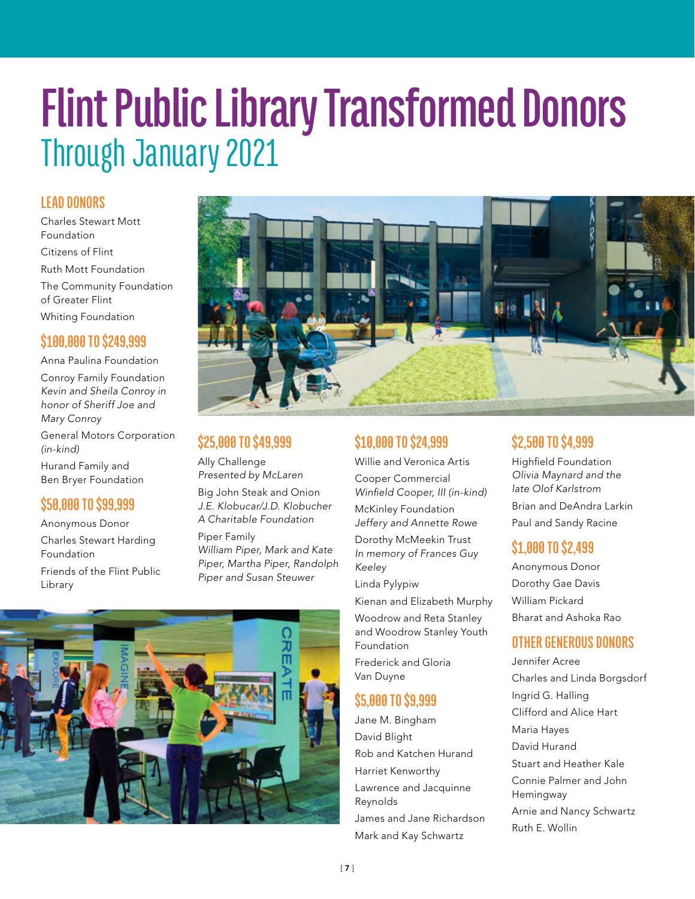# Flint Public Library Transformed Donors
## Through January 2021

### LEAD DONORS

Charles Stewart Mott Foundation

Citizens of Flint

Ruth Mott Foundation

The Community Foundation of Greater Flint

Whiting Foundation

### $100,000 TO $249,999

Anna Paulina Foundation

Conroy Family Foundation
*Kevin and Sheila Conroy in honor of Sheriff Joe and Mary Conroy*

General Motors Corporation
*(in-kind)*

Hurand Family and Ben Bryer Foundation

### $50,000 TO $99,999

Anonymous Donor

Charles Stewart Harding Foundation

Friends of the Flint Public Library

### $25,000 TO $49,999

Ally Challenge
*Presented by McLaren*

Big John Steak and Onion
*J.E. Klobucar/J.D. Klobucher A Charitable Foundation*

Piper Family
*William Piper, Mark and Kate Piper, Martha Piper, Randolph Piper and Susan Steuwer*

### $10,000 TO $24,999

Willie and Veronica Artis

Cooper Commercial
*Winfield Cooper, III (in-kind)*

McKinley Foundation
*Jeffery and Annette Rowe*

Dorothy McMeekin Trust
*In memory of Frances Guy Keeley*

Linda Pylypiw

Kienan and Elizabeth Murphy

Woodrow and Reta Stanley and Woodrow Stanley Youth Foundation

Frederick and Gloria Van Duyne

### $5,000 TO $9,999

Jane M. Bingham

David Blight

Rob and Katchen Hurand

Harriet Kenworthy

Lawrence and Jacquinne Reynolds

James and Jane Richardson

Mark and Kay Schwartz

### $2,500 TO $4,999

Highfield Foundation
*Olivia Maynard and the late Olof Karlstrom*

Brian and DeAndra Larkin

Paul and Sandy Racine

### $1,000 TO $2,499

Anonymous Donor

Dorothy Gae Davis

William Pickard

Bharat and Ashoka Rao

### OTHER GENEROUS DONORS

Jennifer Acree

Charles and Linda Borgsdorf

Ingrid G. Halling

Clifford and Alice Hart

Maria Hayes

David Hurand

Stuart and Heather Kale

Connie Palmer and John Hemingway

Arnie and Nancy Schwartz

Ruth E. Wollin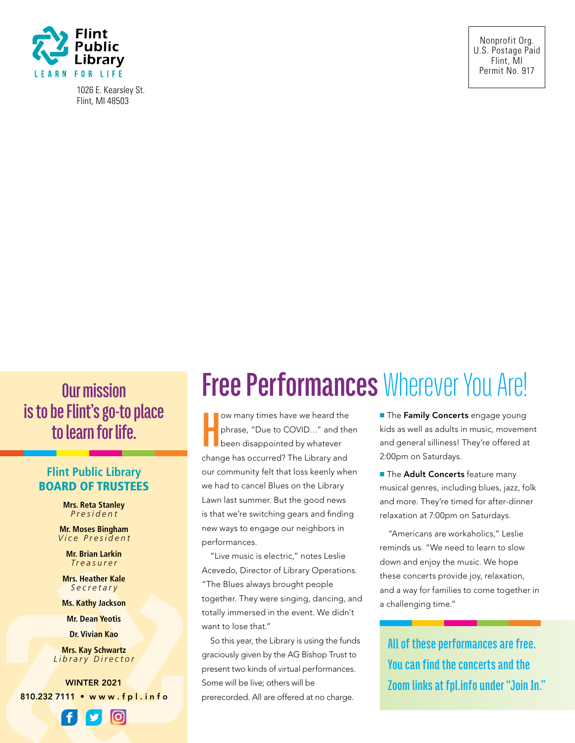Flint Public Library
LEARN FOR LIFE

1026 E. Kearsley St.
Flint, MI 48503

Nonprofit Org.
U.S. Postage Paid
Flint, MI
Permit No. 917

## Our mission is to be Flint's go-to place to learn for life.

### Flint Public Library BOARD OF TRUSTEES

**Mrs. Reta Stanley**
*President*

**Mr. Moses Bingham**
*Vice President*

**Mr. Brian Larkin**
*Treasurer*

**Mrs. Heather Kale**
*Secretary*

**Ms. Kathy Jackson**

**Mr. Dean Yeotis**

**Dr. Vivian Kao**

**Mrs. Kay Schwartz**
*Library Director*

**WINTER 2021**

**810.232 7111 • www.fpl.info**

# Free Performances Wherever You Are!

How many times have we heard the phrase, "Due to COVID..." and then been disappointed by whatever change has occurred? The Library and our community felt that loss keenly when we had to cancel Blues on the Library Lawn last summer. But the good news is that we're switching gears and finding new ways to engage our neighbors in performances.

"Live music is electric," notes Leslie Acevedo, Director of Library Operations. "The Blues always brought people together. They were singing, dancing, and totally immersed in the event. We didn't want to lose that."

So this year, the Library is using the funds graciously given by the AG Bishop Trust to present two kinds of virtual performances. Some will be live; others will be prerecorded. All are offered at no charge.

- The **Family Concerts** engage young kids as well as adults in music, movement and general silliness! They're offered at 2:00pm on Saturdays.
- The **Adult Concerts** feature many musical genres, including blues, jazz, folk and more. They're timed for after-dinner relaxation at 7:00pm on Saturdays.

"Americans are workaholics," Leslie reminds us. "We need to learn to slow down and enjoy the music. We hope these concerts provide joy, relaxation, and a way for families to come together in a challenging time."

**All of these performances are free. You can find the concerts and the Zoom links at fpl.info under "Join In."**